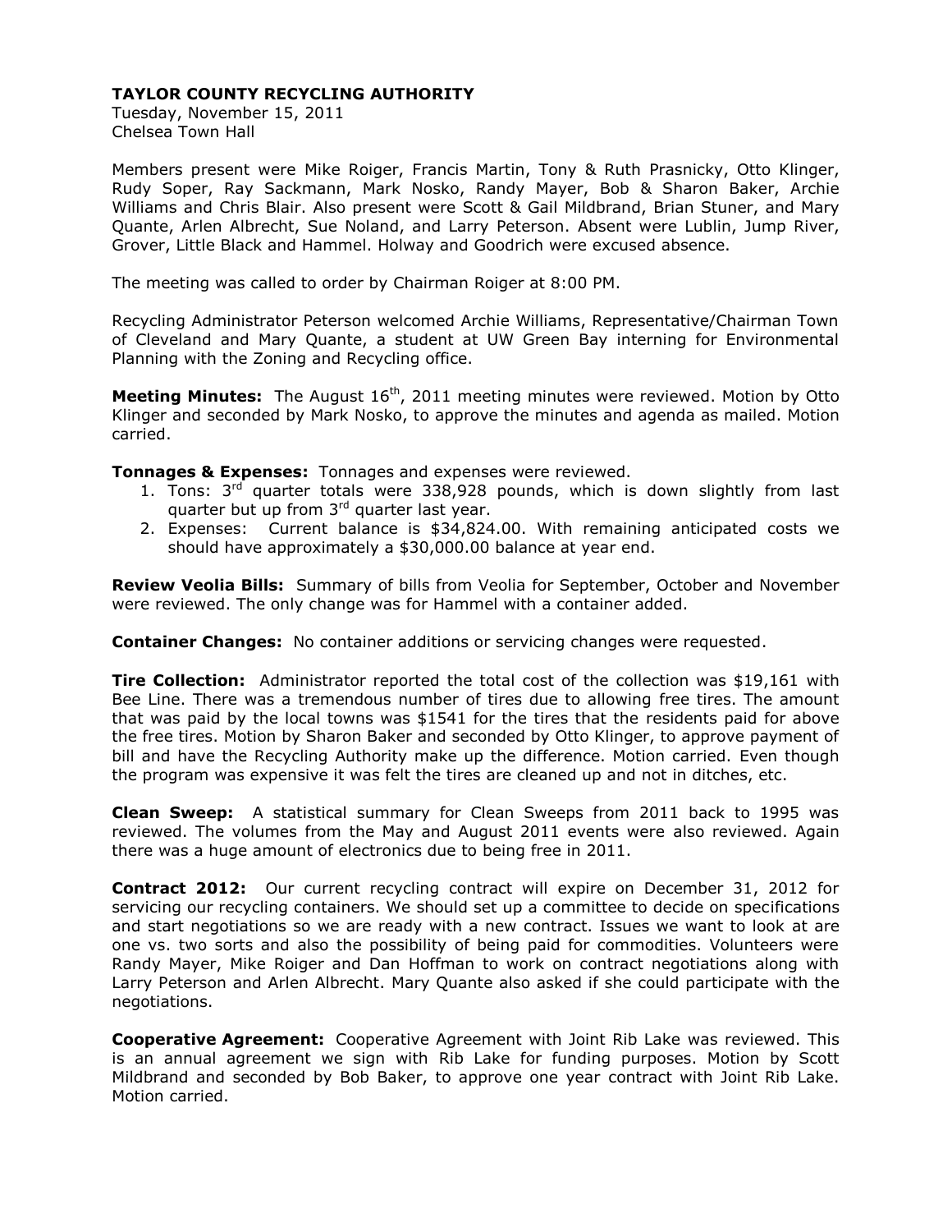**TAYLOR COUNTY RECYCLING AUTHORITY**

Tuesday, November 15, 2011
Chelsea Town Hall

Members present were Mike Roiger, Francis Martin, Tony & Ruth Prasnicky, Otto Klinger, Rudy Soper, Ray Sackmann, Mark Nosko, Randy Mayer, Bob & Sharon Baker, Archie Williams and Chris Blair. Also present were Scott & Gail Mildbrand, Brian Stuner, and Mary Quante, Arlen Albrecht, Sue Noland, and Larry Peterson. Absent were Lublin, Jump River, Grover, Little Black and Hammel. Holway and Goodrich were excused absence.

The meeting was called to order by Chairman Roiger at 8:00 PM.

Recycling Administrator Peterson welcomed Archie Williams, Representative/Chairman Town of Cleveland and Mary Quante, a student at UW Green Bay interning for Environmental Planning with the Zoning and Recycling office.

**Meeting Minutes:** The August 16th, 2011 meeting minutes were reviewed. Motion by Otto Klinger and seconded by Mark Nosko, to approve the minutes and agenda as mailed. Motion carried.

**Tonnages & Expenses:** Tonnages and expenses were reviewed.

1. Tons: 3rd quarter totals were 338,928 pounds, which is down slightly from last quarter but up from 3rd quarter last year.
2. Expenses: Current balance is $34,824.00. With remaining anticipated costs we should have approximately a $30,000.00 balance at year end.

**Review Veolia Bills:** Summary of bills from Veolia for September, October and November were reviewed. The only change was for Hammel with a container added.

**Container Changes:** No container additions or servicing changes were requested.

**Tire Collection:** Administrator reported the total cost of the collection was $19,161 with Bee Line. There was a tremendous number of tires due to allowing free tires. The amount that was paid by the local towns was $1541 for the tires that the residents paid for above the free tires. Motion by Sharon Baker and seconded by Otto Klinger, to approve payment of bill and have the Recycling Authority make up the difference. Motion carried. Even though the program was expensive it was felt the tires are cleaned up and not in ditches, etc.

**Clean Sweep:** A statistical summary for Clean Sweeps from 2011 back to 1995 was reviewed. The volumes from the May and August 2011 events were also reviewed. Again there was a huge amount of electronics due to being free in 2011.

**Contract 2012:** Our current recycling contract will expire on December 31, 2012 for servicing our recycling containers. We should set up a committee to decide on specifications and start negotiations so we are ready with a new contract. Issues we want to look at are one vs. two sorts and also the possibility of being paid for commodities. Volunteers were Randy Mayer, Mike Roiger and Dan Hoffman to work on contract negotiations along with Larry Peterson and Arlen Albrecht. Mary Quante also asked if she could participate with the negotiations.

**Cooperative Agreement:** Cooperative Agreement with Joint Rib Lake was reviewed. This is an annual agreement we sign with Rib Lake for funding purposes. Motion by Scott Mildbrand and seconded by Bob Baker, to approve one year contract with Joint Rib Lake. Motion carried.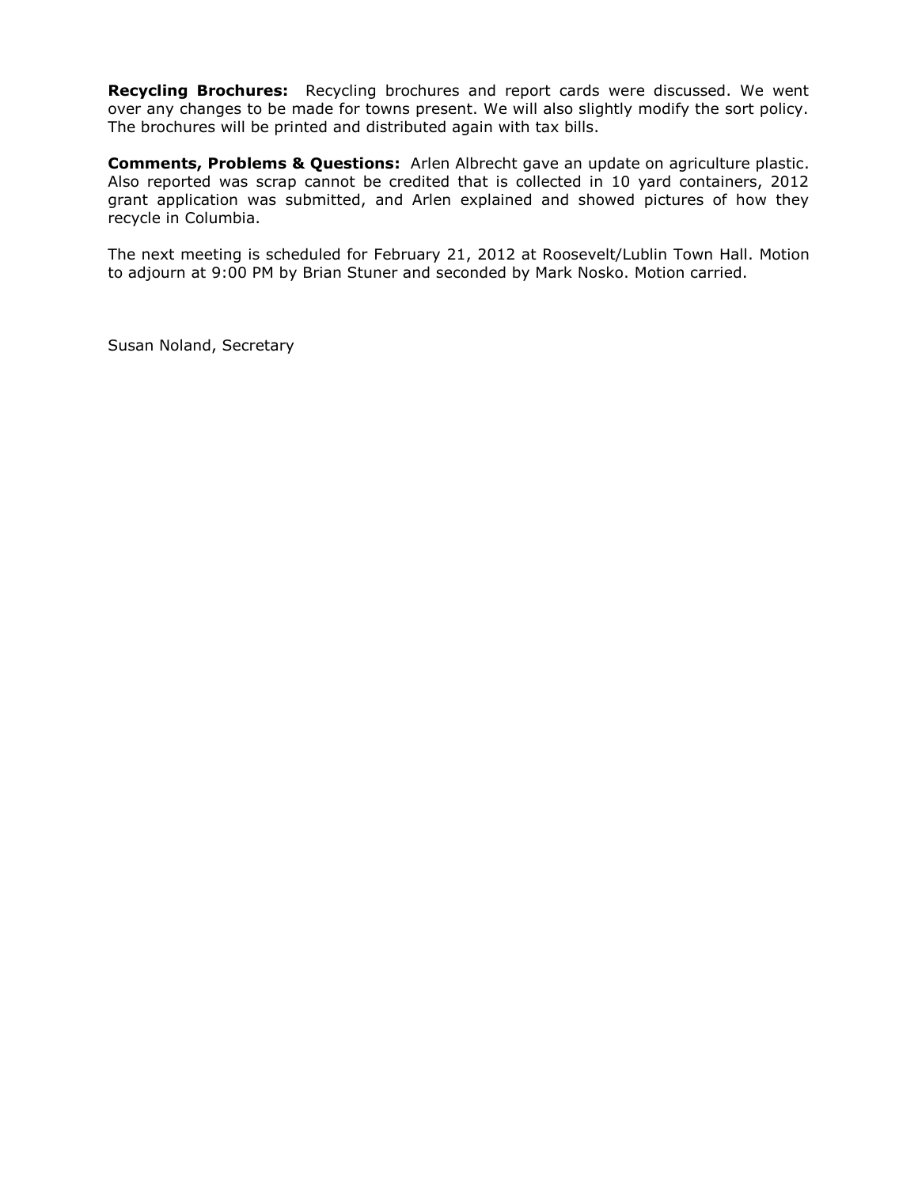**Recycling Brochures:** Recycling brochures and report cards were discussed. We went over any changes to be made for towns present. We will also slightly modify the sort policy. The brochures will be printed and distributed again with tax bills.

**Comments, Problems & Questions:** Arlen Albrecht gave an update on agriculture plastic. Also reported was scrap cannot be credited that is collected in 10 yard containers, 2012 grant application was submitted, and Arlen explained and showed pictures of how they recycle in Columbia.

The next meeting is scheduled for February 21, 2012 at Roosevelt/Lublin Town Hall. Motion to adjourn at 9:00 PM by Brian Stuner and seconded by Mark Nosko. Motion carried.

Susan Noland, Secretary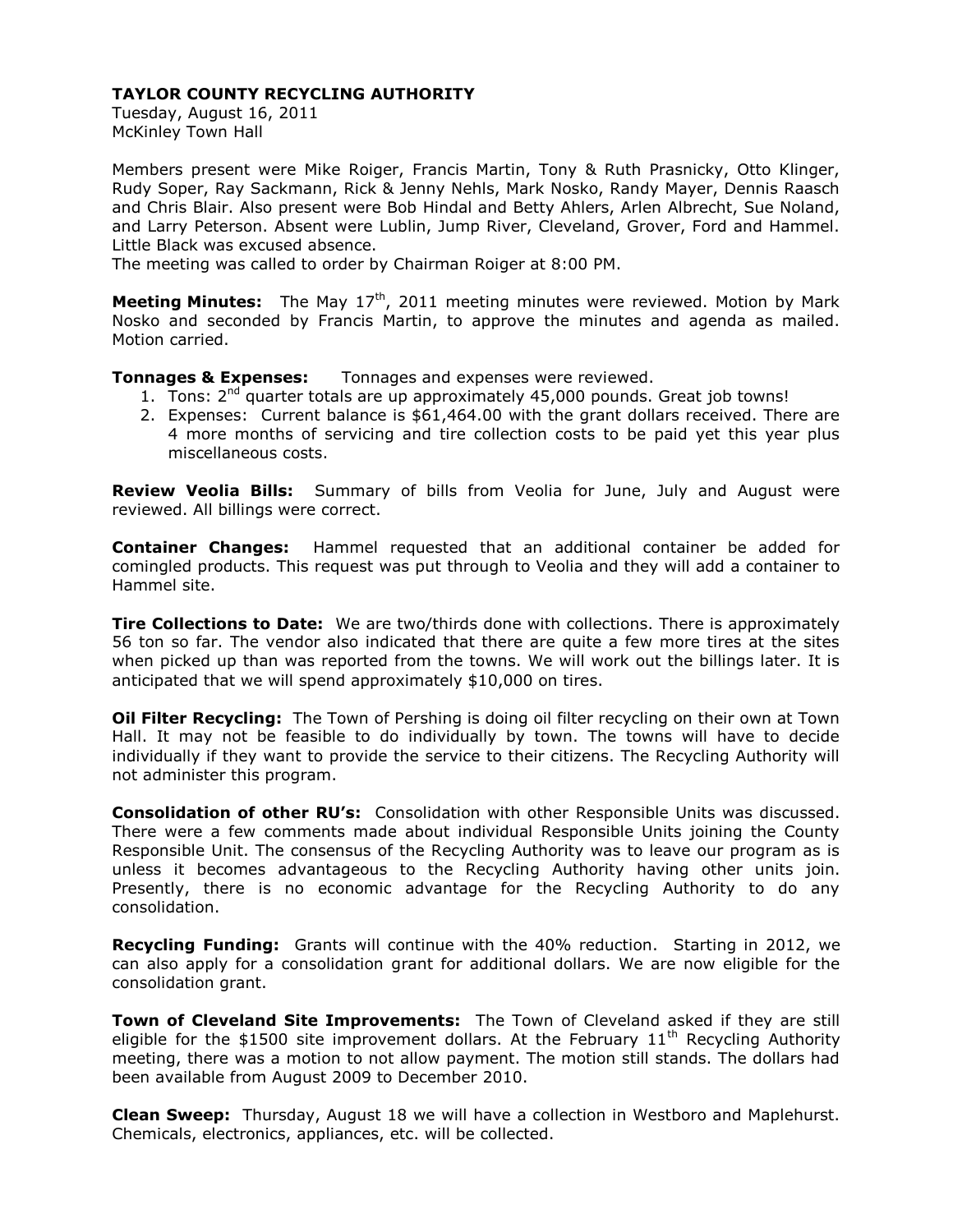**TAYLOR COUNTY RECYCLING AUTHORITY**
Tuesday, August 16, 2011
McKinley Town Hall

Members present were Mike Roiger, Francis Martin, Tony & Ruth Prasnicky, Otto Klinger, Rudy Soper, Ray Sackmann, Rick & Jenny Nehls, Mark Nosko, Randy Mayer, Dennis Raasch and Chris Blair. Also present were Bob Hindal and Betty Ahlers, Arlen Albrecht, Sue Noland, and Larry Peterson. Absent were Lublin, Jump River, Cleveland, Grover, Ford and Hammel. Little Black was excused absence.
The meeting was called to order by Chairman Roiger at 8:00 PM.

**Meeting Minutes:** The May 17th, 2011 meeting minutes were reviewed. Motion by Mark Nosko and seconded by Francis Martin, to approve the minutes and agenda as mailed. Motion carried.

**Tonnages & Expenses:** Tonnages and expenses were reviewed.

1. Tons: 2nd quarter totals are up approximately 45,000 pounds. Great job towns!
2. Expenses: Current balance is $61,464.00 with the grant dollars received. There are 4 more months of servicing and tire collection costs to be paid yet this year plus miscellaneous costs.

**Review Veolia Bills:** Summary of bills from Veolia for June, July and August were reviewed. All billings were correct.

**Container Changes:** Hammel requested that an additional container be added for comingled products. This request was put through to Veolia and they will add a container to Hammel site.

**Tire Collections to Date:** We are two/thirds done with collections. There is approximately 56 ton so far. The vendor also indicated that there are quite a few more tires at the sites when picked up than was reported from the towns. We will work out the billings later. It is anticipated that we will spend approximately $10,000 on tires.

**Oil Filter Recycling:** The Town of Pershing is doing oil filter recycling on their own at Town Hall. It may not be feasible to do individually by town. The towns will have to decide individually if they want to provide the service to their citizens. The Recycling Authority will not administer this program.

**Consolidation of other RU's:** Consolidation with other Responsible Units was discussed. There were a few comments made about individual Responsible Units joining the County Responsible Unit. The consensus of the Recycling Authority was to leave our program as is unless it becomes advantageous to the Recycling Authority having other units join. Presently, there is no economic advantage for the Recycling Authority to do any consolidation.

**Recycling Funding:** Grants will continue with the 40% reduction. Starting in 2012, we can also apply for a consolidation grant for additional dollars. We are now eligible for the consolidation grant.

**Town of Cleveland Site Improvements:** The Town of Cleveland asked if they are still eligible for the $1500 site improvement dollars. At the February 11th Recycling Authority meeting, there was a motion to not allow payment. The motion still stands. The dollars had been available from August 2009 to December 2010.

**Clean Sweep:** Thursday, August 18 we will have a collection in Westboro and Maplehurst. Chemicals, electronics, appliances, etc. will be collected.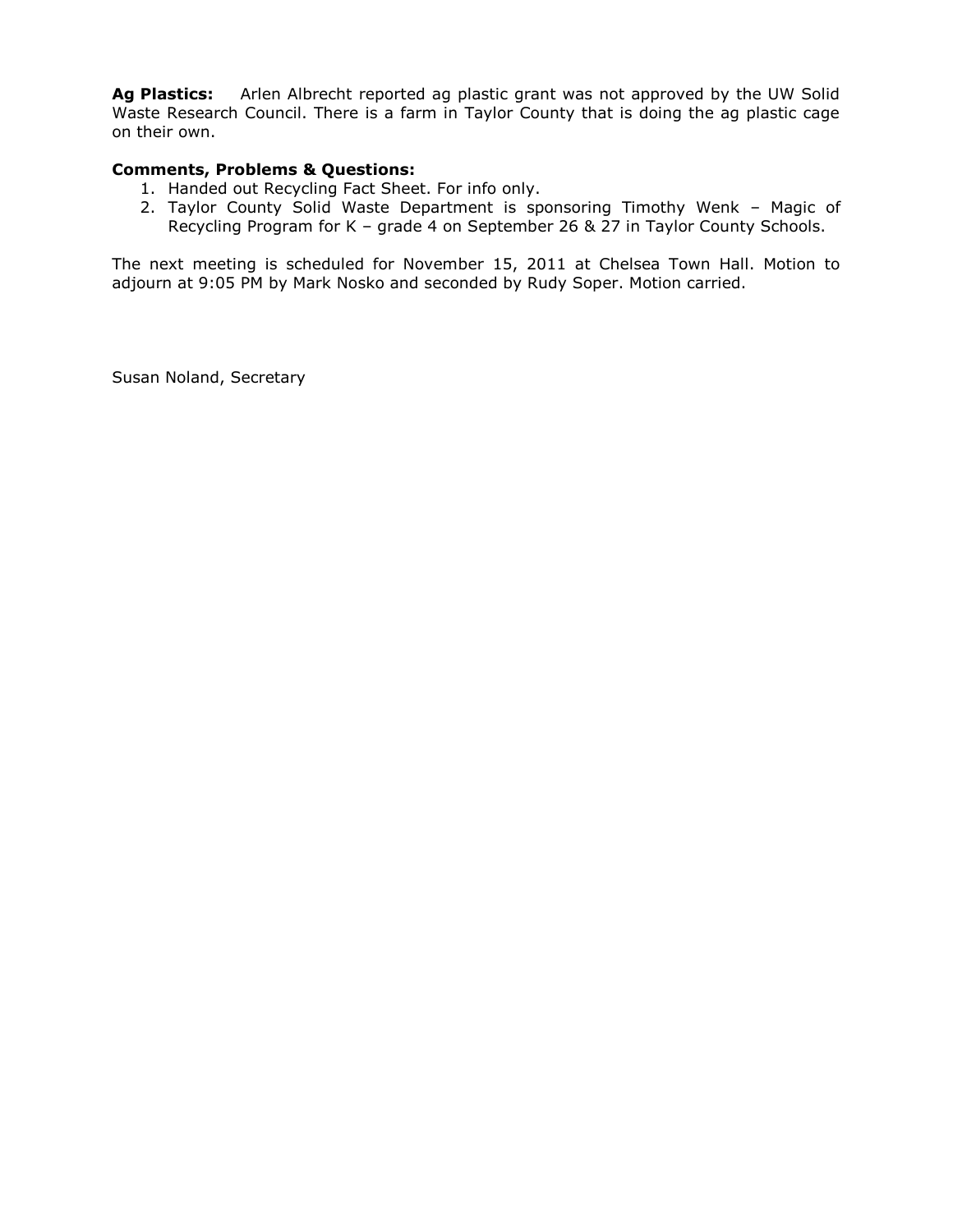**Ag Plastics:** Arlen Albrecht reported ag plastic grant was not approved by the UW Solid Waste Research Council. There is a farm in Taylor County that is doing the ag plastic cage on their own.

**Comments, Problems & Questions:**

1. Handed out Recycling Fact Sheet. For info only.
2. Taylor County Solid Waste Department is sponsoring Timothy Wenk – Magic of Recycling Program for K – grade 4 on September 26 & 27 in Taylor County Schools.

The next meeting is scheduled for November 15, 2011 at Chelsea Town Hall. Motion to adjourn at 9:05 PM by Mark Nosko and seconded by Rudy Soper. Motion carried.

Susan Noland, Secretary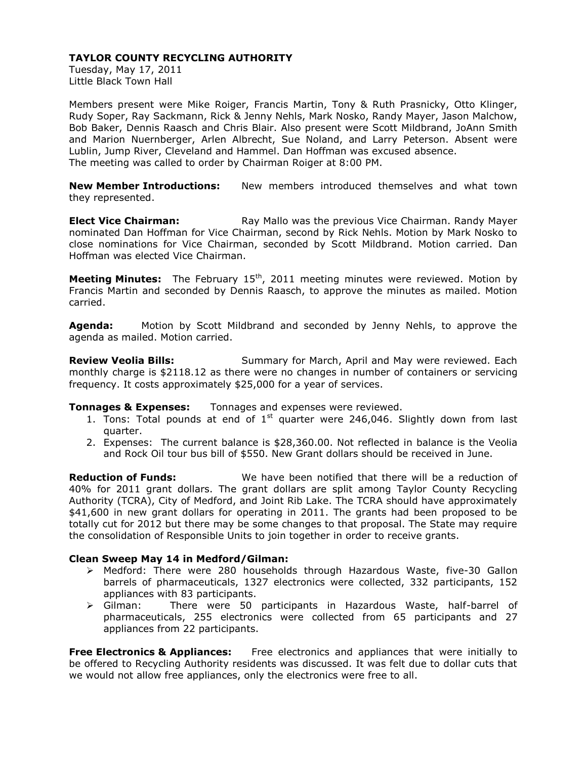**TAYLOR COUNTY RECYCLING AUTHORITY**

Tuesday, May 17, 2011
Little Black Town Hall

Members present were Mike Roiger, Francis Martin, Tony & Ruth Prasnicky, Otto Klinger, Rudy Soper, Ray Sackmann, Rick & Jenny Nehls, Mark Nosko, Randy Mayer, Jason Malchow, Bob Baker, Dennis Raasch and Chris Blair. Also present were Scott Mildbrand, JoAnn Smith and Marion Nuernberger, Arlen Albrecht, Sue Noland, and Larry Peterson. Absent were Lublin, Jump River, Cleveland and Hammel. Dan Hoffman was excused absence. The meeting was called to order by Chairman Roiger at 8:00 PM.

**New Member Introductions:** New members introduced themselves and what town they represented.

**Elect Vice Chairman:** Ray Mallo was the previous Vice Chairman. Randy Mayer nominated Dan Hoffman for Vice Chairman, second by Rick Nehls. Motion by Mark Nosko to close nominations for Vice Chairman, seconded by Scott Mildbrand. Motion carried. Dan Hoffman was elected Vice Chairman.

**Meeting Minutes:** The February 15th, 2011 meeting minutes were reviewed. Motion by Francis Martin and seconded by Dennis Raasch, to approve the minutes as mailed. Motion carried.

**Agenda:** Motion by Scott Mildbrand and seconded by Jenny Nehls, to approve the agenda as mailed. Motion carried.

**Review Veolia Bills:** Summary for March, April and May were reviewed. Each monthly charge is $2118.12 as there were no changes in number of containers or servicing frequency. It costs approximately $25,000 for a year of services.

**Tonnages & Expenses:** Tonnages and expenses were reviewed.

1. Tons: Total pounds at end of 1st quarter were 246,046. Slightly down from last quarter.
2. Expenses: The current balance is $28,360.00. Not reflected in balance is the Veolia and Rock Oil tour bus bill of $550. New Grant dollars should be received in June.

**Reduction of Funds:** We have been notified that there will be a reduction of 40% for 2011 grant dollars. The grant dollars are split among Taylor County Recycling Authority (TCRA), City of Medford, and Joint Rib Lake. The TCRA should have approximately $41,600 in new grant dollars for operating in 2011. The grants had been proposed to be totally cut for 2012 but there may be some changes to that proposal. The State may require the consolidation of Responsible Units to join together in order to receive grants.

**Clean Sweep May 14 in Medford/Gilman:**

- Medford: There were 280 households through Hazardous Waste, five-30 Gallon barrels of pharmaceuticals, 1327 electronics were collected, 332 participants, 152 appliances with 83 participants.
- Gilman: There were 50 participants in Hazardous Waste, half-barrel of pharmaceuticals, 255 electronics were collected from 65 participants and 27 appliances from 22 participants.

**Free Electronics & Appliances:** Free electronics and appliances that were initially to be offered to Recycling Authority residents was discussed. It was felt due to dollar cuts that we would not allow free appliances, only the electronics were free to all.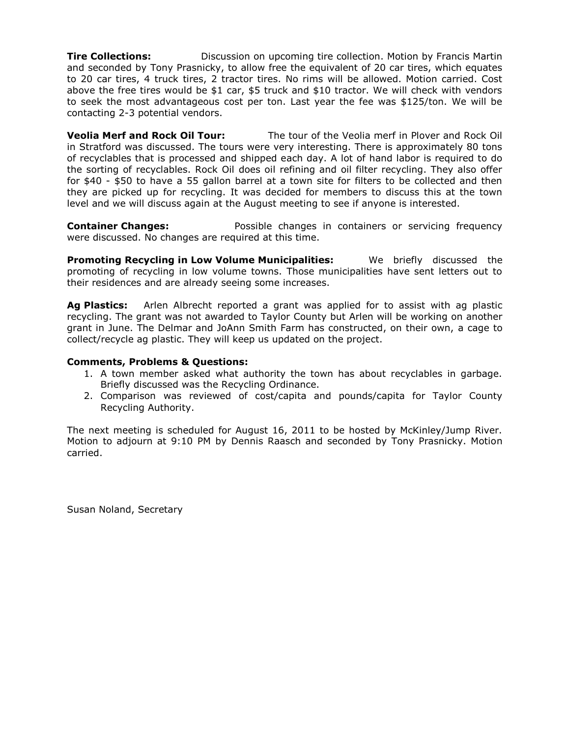**Tire Collections:** Discussion on upcoming tire collection. Motion by Francis Martin and seconded by Tony Prasnicky, to allow free the equivalent of 20 car tires, which equates to 20 car tires, 4 truck tires, 2 tractor tires. No rims will be allowed. Motion carried. Cost above the free tires would be $1 car, $5 truck and $10 tractor. We will check with vendors to seek the most advantageous cost per ton. Last year the fee was $125/ton. We will be contacting 2-3 potential vendors.

**Veolia Merf and Rock Oil Tour:** The tour of the Veolia merf in Plover and Rock Oil in Stratford was discussed. The tours were very interesting. There is approximately 80 tons of recyclables that is processed and shipped each day. A lot of hand labor is required to do the sorting of recyclables. Rock Oil does oil refining and oil filter recycling. They also offer for $40 - $50 to have a 55 gallon barrel at a town site for filters to be collected and then they are picked up for recycling. It was decided for members to discuss this at the town level and we will discuss again at the August meeting to see if anyone is interested.

**Container Changes:** Possible changes in containers or servicing frequency were discussed. No changes are required at this time.

**Promoting Recycling in Low Volume Municipalities:** We briefly discussed the promoting of recycling in low volume towns. Those municipalities have sent letters out to their residences and are already seeing some increases.

**Ag Plastics:** Arlen Albrecht reported a grant was applied for to assist with ag plastic recycling. The grant was not awarded to Taylor County but Arlen will be working on another grant in June. The Delmar and JoAnn Smith Farm has constructed, on their own, a cage to collect/recycle ag plastic. They will keep us updated on the project.

**Comments, Problems & Questions:**

1. A town member asked what authority the town has about recyclables in garbage. Briefly discussed was the Recycling Ordinance.
2. Comparison was reviewed of cost/capita and pounds/capita for Taylor County Recycling Authority.

The next meeting is scheduled for August 16, 2011 to be hosted by McKinley/Jump River. Motion to adjourn at 9:10 PM by Dennis Raasch and seconded by Tony Prasnicky. Motion carried.

Susan Noland, Secretary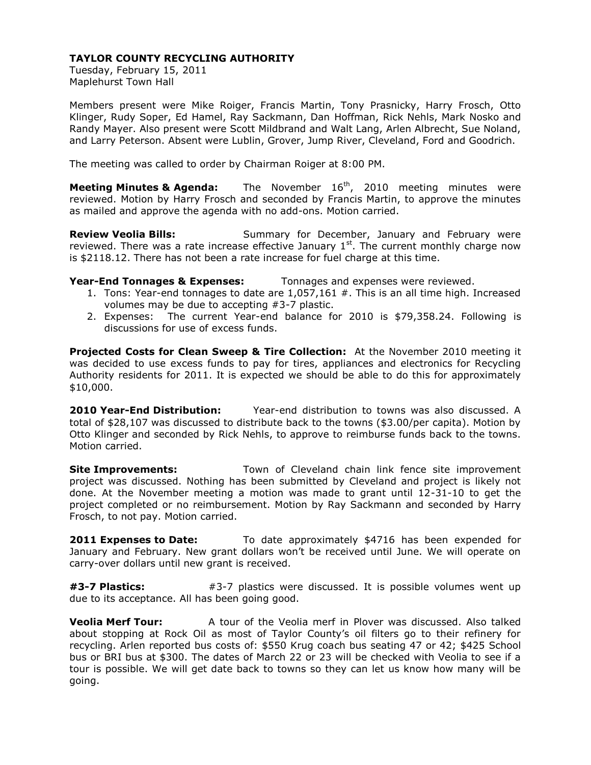**TAYLOR COUNTY RECYCLING AUTHORITY**

Tuesday, February 15, 2011
Maplehurst Town Hall

Members present were Mike Roiger, Francis Martin, Tony Prasnicky, Harry Frosch, Otto Klinger, Rudy Soper, Ed Hamel, Ray Sackmann, Dan Hoffman, Rick Nehls, Mark Nosko and Randy Mayer. Also present were Scott Mildbrand and Walt Lang, Arlen Albrecht, Sue Noland, and Larry Peterson. Absent were Lublin, Grover, Jump River, Cleveland, Ford and Goodrich.

The meeting was called to order by Chairman Roiger at 8:00 PM.

**Meeting Minutes & Agenda:** The November 16th, 2010 meeting minutes were reviewed. Motion by Harry Frosch and seconded by Francis Martin, to approve the minutes as mailed and approve the agenda with no add-ons. Motion carried.

**Review Veolia Bills:** Summary for December, January and February were reviewed. There was a rate increase effective January 1st. The current monthly charge now is $2118.12. There has not been a rate increase for fuel charge at this time.

**Year-End Tonnages & Expenses:** Tonnages and expenses were reviewed.

1. Tons: Year-end tonnages to date are 1,057,161 #. This is an all time high. Increased volumes may be due to accepting #3-7 plastic.
2. Expenses: The current Year-end balance for 2010 is $79,358.24. Following is discussions for use of excess funds.

**Projected Costs for Clean Sweep & Tire Collection:** At the November 2010 meeting it was decided to use excess funds to pay for tires, appliances and electronics for Recycling Authority residents for 2011. It is expected we should be able to do this for approximately $10,000.

**2010 Year-End Distribution:** Year-end distribution to towns was also discussed. A total of $28,107 was discussed to distribute back to the towns ($3.00/per capita). Motion by Otto Klinger and seconded by Rick Nehls, to approve to reimburse funds back to the towns. Motion carried.

**Site Improvements:** Town of Cleveland chain link fence site improvement project was discussed. Nothing has been submitted by Cleveland and project is likely not done. At the November meeting a motion was made to grant until 12-31-10 to get the project completed or no reimbursement. Motion by Ray Sackmann and seconded by Harry Frosch, to not pay. Motion carried.

**2011 Expenses to Date:** To date approximately $4716 has been expended for January and February. New grant dollars won't be received until June. We will operate on carry-over dollars until new grant is received.

**#3-7 Plastics:** #3-7 plastics were discussed. It is possible volumes went up due to its acceptance. All has been going good.

**Veolia Merf Tour:** A tour of the Veolia merf in Plover was discussed. Also talked about stopping at Rock Oil as most of Taylor County's oil filters go to their refinery for recycling. Arlen reported bus costs of: $550 Krug coach bus seating 47 or 42; $425 School bus or BRI bus at $300. The dates of March 22 or 23 will be checked with Veolia to see if a tour is possible. We will get date back to towns so they can let us know how many will be going.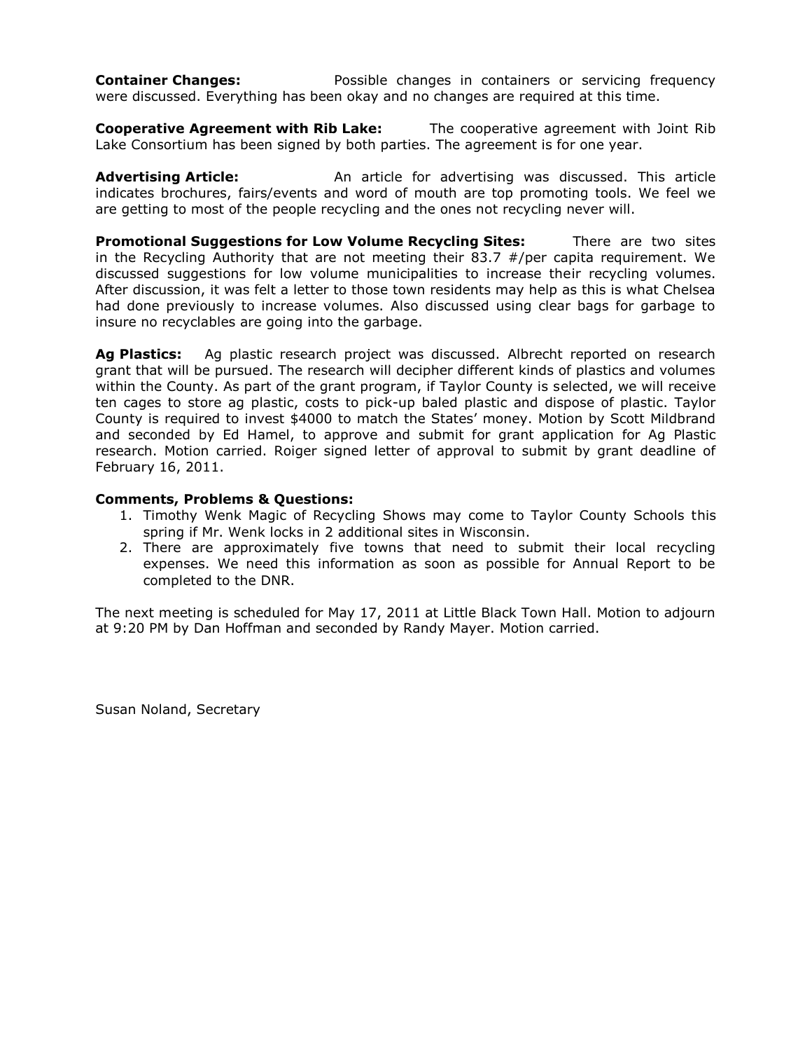**Container Changes:** Possible changes in containers or servicing frequency were discussed. Everything has been okay and no changes are required at this time.

**Cooperative Agreement with Rib Lake:** The cooperative agreement with Joint Rib Lake Consortium has been signed by both parties. The agreement is for one year.

**Advertising Article:** An article for advertising was discussed. This article indicates brochures, fairs/events and word of mouth are top promoting tools. We feel we are getting to most of the people recycling and the ones not recycling never will.

**Promotional Suggestions for Low Volume Recycling Sites:** There are two sites in the Recycling Authority that are not meeting their 83.7 #/per capita requirement. We discussed suggestions for low volume municipalities to increase their recycling volumes. After discussion, it was felt a letter to those town residents may help as this is what Chelsea had done previously to increase volumes. Also discussed using clear bags for garbage to insure no recyclables are going into the garbage.

**Ag Plastics:** Ag plastic research project was discussed. Albrecht reported on research grant that will be pursued. The research will decipher different kinds of plastics and volumes within the County. As part of the grant program, if Taylor County is selected, we will receive ten cages to store ag plastic, costs to pick-up baled plastic and dispose of plastic. Taylor County is required to invest $4000 to match the States' money. Motion by Scott Mildbrand and seconded by Ed Hamel, to approve and submit for grant application for Ag Plastic research. Motion carried. Roiger signed letter of approval to submit by grant deadline of February 16, 2011.

**Comments, Problems & Questions:**

1. Timothy Wenk Magic of Recycling Shows may come to Taylor County Schools this spring if Mr. Wenk locks in 2 additional sites in Wisconsin.
2. There are approximately five towns that need to submit their local recycling expenses. We need this information as soon as possible for Annual Report to be completed to the DNR.

The next meeting is scheduled for May 17, 2011 at Little Black Town Hall. Motion to adjourn at 9:20 PM by Dan Hoffman and seconded by Randy Mayer. Motion carried.

Susan Noland, Secretary